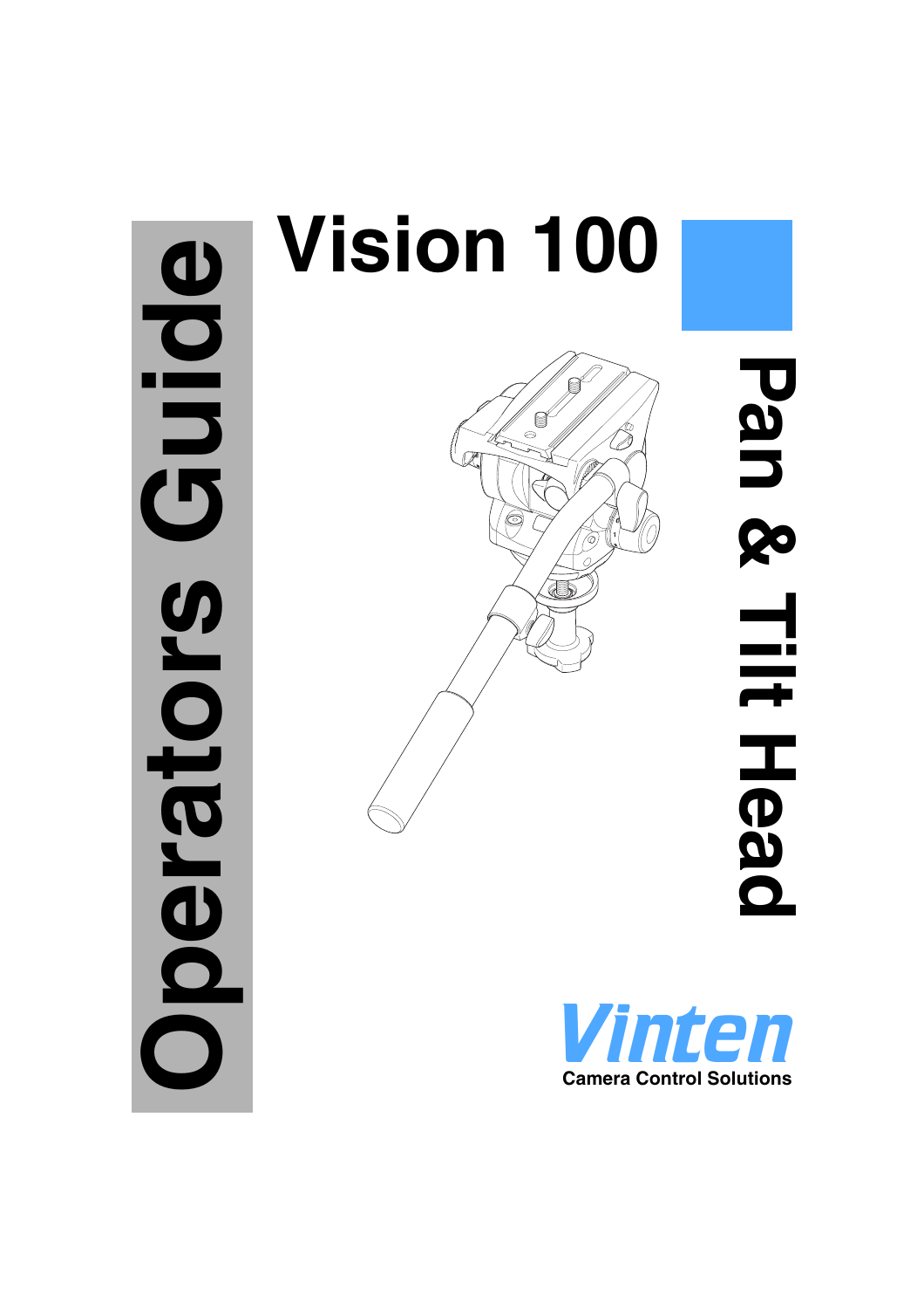# Vision 100

## Pan & Tilt Head

## Operators Guide

**Vinten**

Camera Control Solutions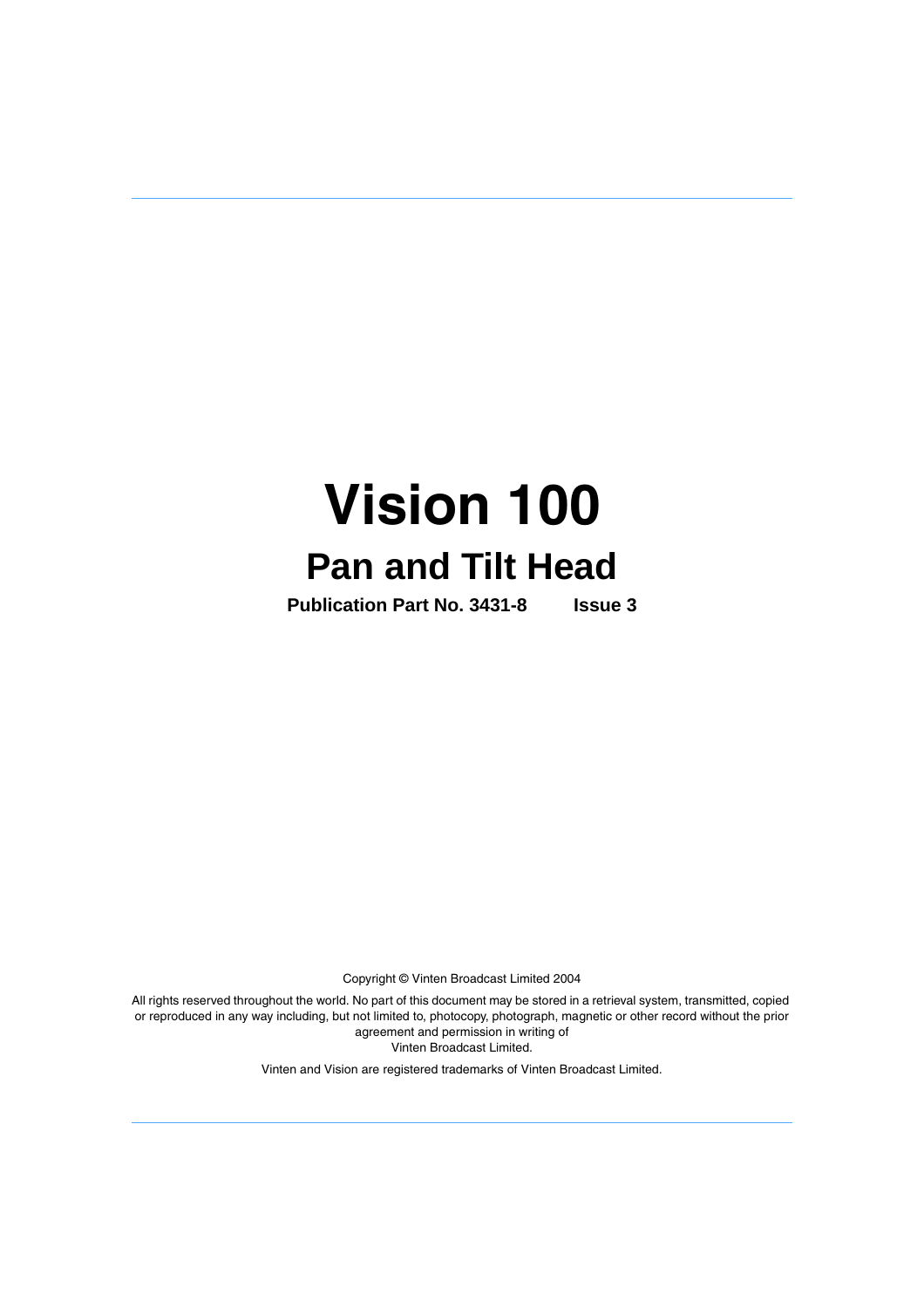# Vision 100

## Pan and Tilt Head

**Publication Part No. 3431-8 Issue 3**

Copyright © Vinten Broadcast Limited 2004

All rights reserved throughout the world. No part of this document may be stored in a retrieval system, transmitted, copied or reproduced in any way including, but not limited to, photocopy, photograph, magnetic or other record without the prior agreement and permission in writing of Vinten Broadcast Limited.

Vinten and Vision are registered trademarks of Vinten Broadcast Limited.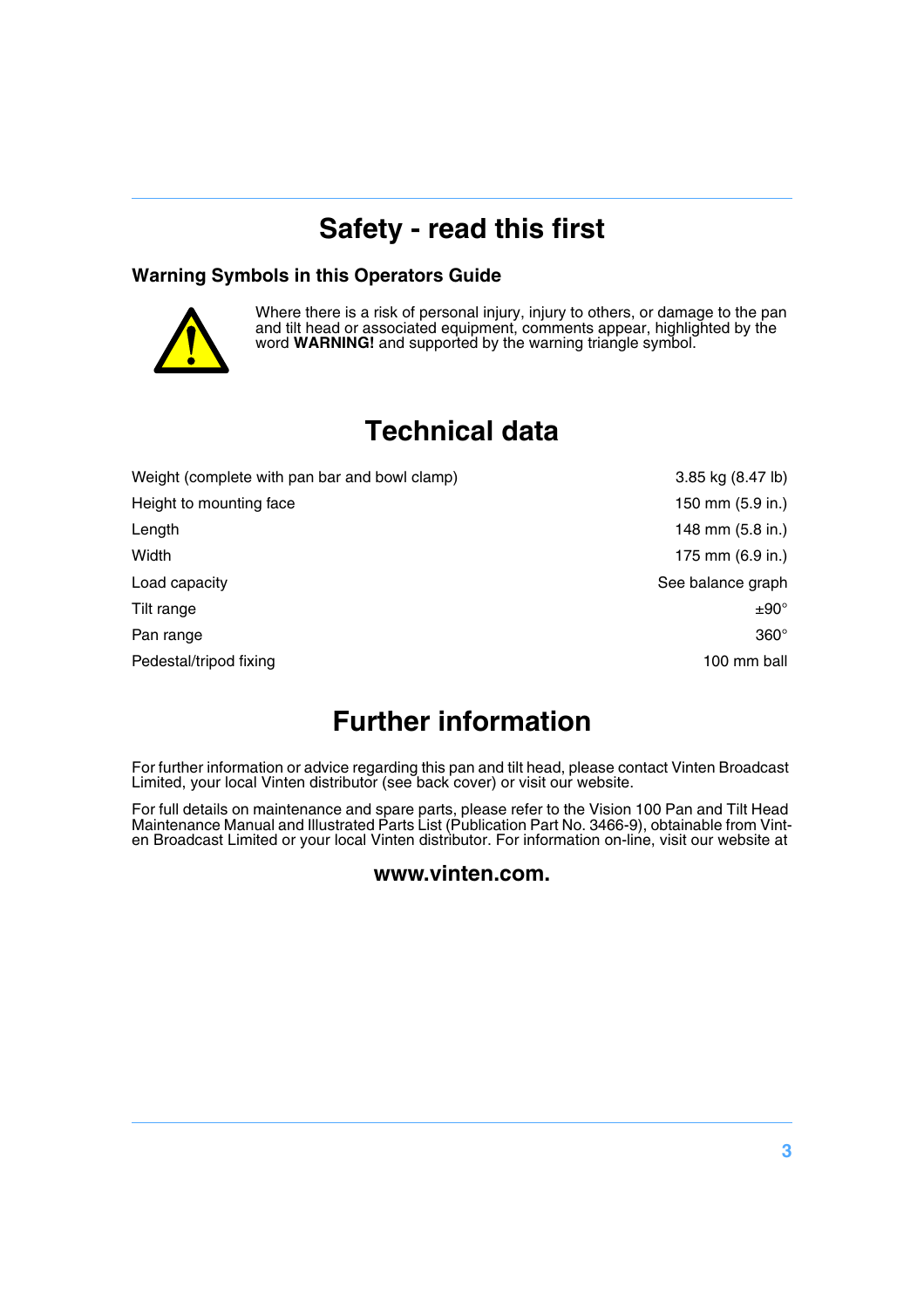# Safety - read this first

### Warning Symbols in this Operators Guide

Where there is a risk of personal injury, injury to others, or damage to the pan and tilt head or associated equipment, comments appear, highlighted by the word **WARNING!** and supported by the warning triangle symbol.

# Technical data

| | |
|---|---|
| Weight (complete with pan bar and bowl clamp) | 3.85 kg (8.47 lb) |
| Height to mounting face | 150 mm (5.9 in.) |
| Length | 148 mm (5.8 in.) |
| Width | 175 mm (6.9 in.) |
| Load capacity | See balance graph |
| Tilt range | ±90° |
| Pan range | 360° |
| Pedestal/tripod fixing | 100 mm ball |

# Further information

For further information or advice regarding this pan and tilt head, please contact Vinten Broadcast Limited, your local Vinten distributor (see back cover) or visit our website.

For full details on maintenance and spare parts, please refer to the Vision 100 Pan and Tilt Head Maintenance Manual and Illustrated Parts List (Publication Part No. 3466-9), obtainable from Vinten Broadcast Limited or your local Vinten distributor. For information on-line, visit our website at

**www.vinten.com.**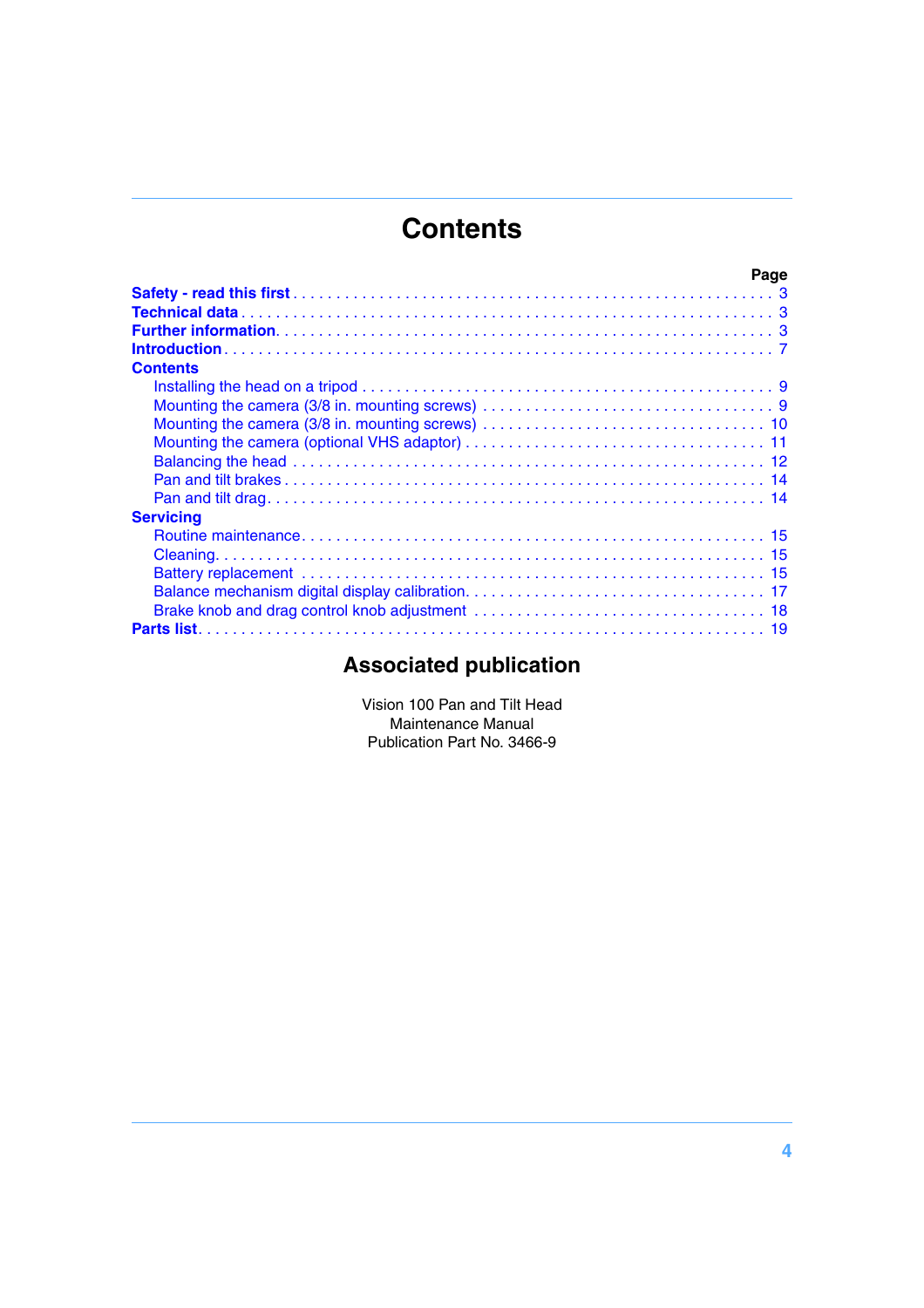# Contents

| | Page |
|---|---|
| **Safety - read this first** | 3 |
| **Technical data** | 3 |
| **Further information** | 3 |
| **Introduction** | 7 |
| **Contents** | |
| Installing the head on a tripod | 9 |
| Mounting the camera (3/8 in. mounting screws) | 9 |
| Mounting the camera (3/8 in. mounting screws) | 10 |
| Mounting the camera (optional VHS adaptor) | 11 |
| Balancing the head | 12 |
| Pan and tilt brakes | 14 |
| Pan and tilt drag | 14 |
| **Servicing** | |
| Routine maintenance | 15 |
| Cleaning | 15 |
| Battery replacement | 15 |
| Balance mechanism digital display calibration | 17 |
| Brake knob and drag control knob adjustment | 18 |
| **Parts list** | 19 |

## Associated publication

Vision 100 Pan and Tilt Head
Maintenance Manual
Publication Part No. 3466-9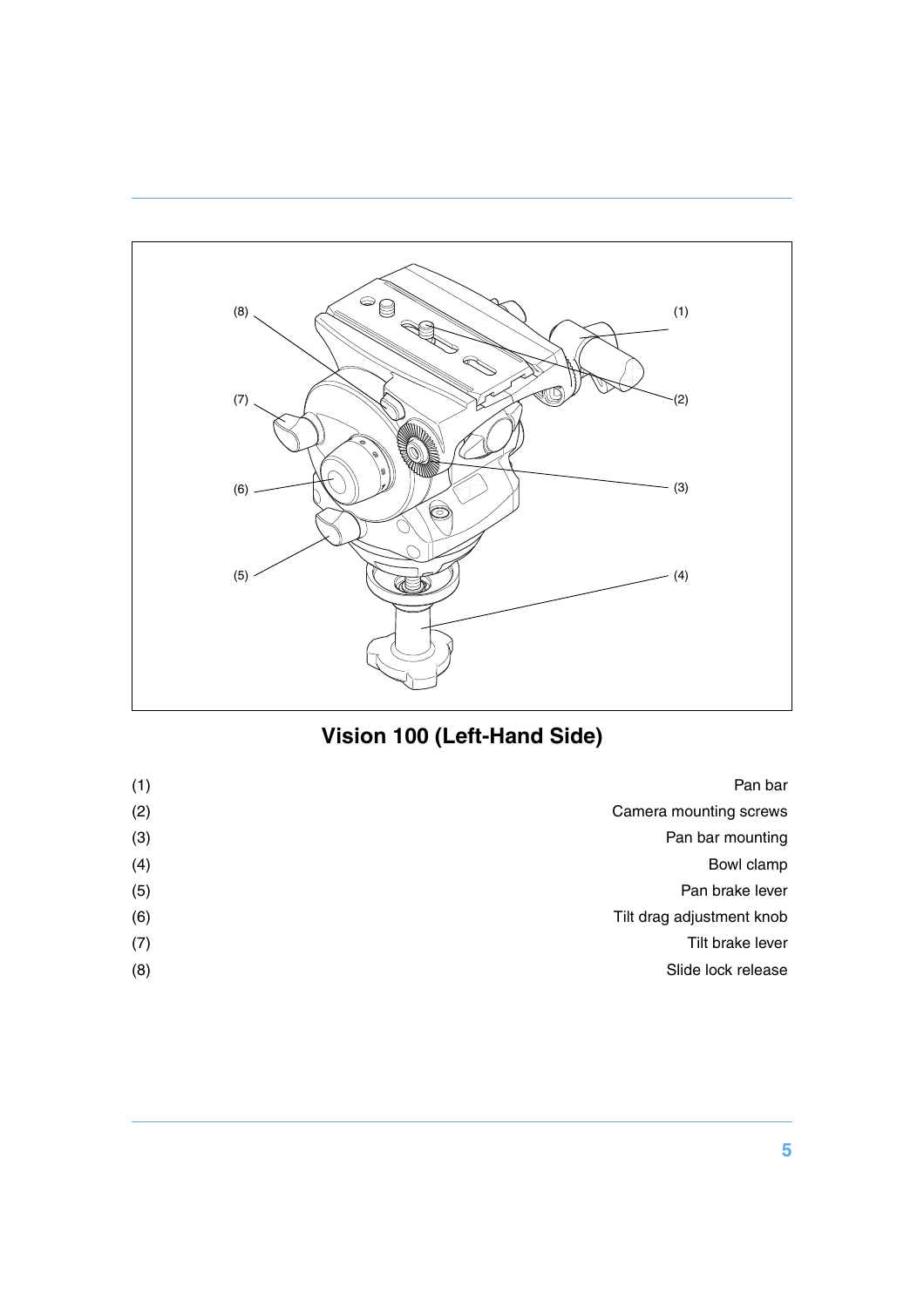## Vision 100 (Left-Hand Side)

| | |
|---|---|
| (1) | Pan bar |
| (2) | Camera mounting screws |
| (3) | Pan bar mounting |
| (4) | Bowl clamp |
| (5) | Pan brake lever |
| (6) | Tilt drag adjustment knob |
| (7) | Tilt brake lever |
| (8) | Slide lock release |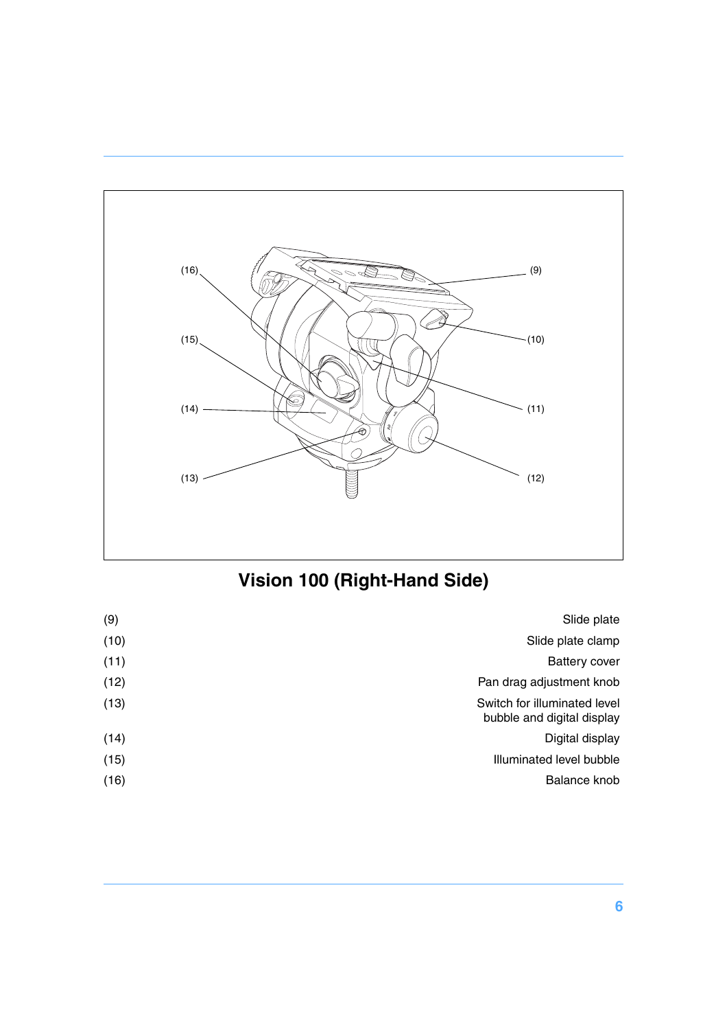## Vision 100 (Right-Hand Side)

| | |
|---|---|
| (9) | Slide plate |
| (10) | Slide plate clamp |
| (11) | Battery cover |
| (12) | Pan drag adjustment knob |
| (13) | Switch for illuminated level bubble and digital display |
| (14) | Digital display |
| (15) | Illuminated level bubble |
| (16) | Balance knob |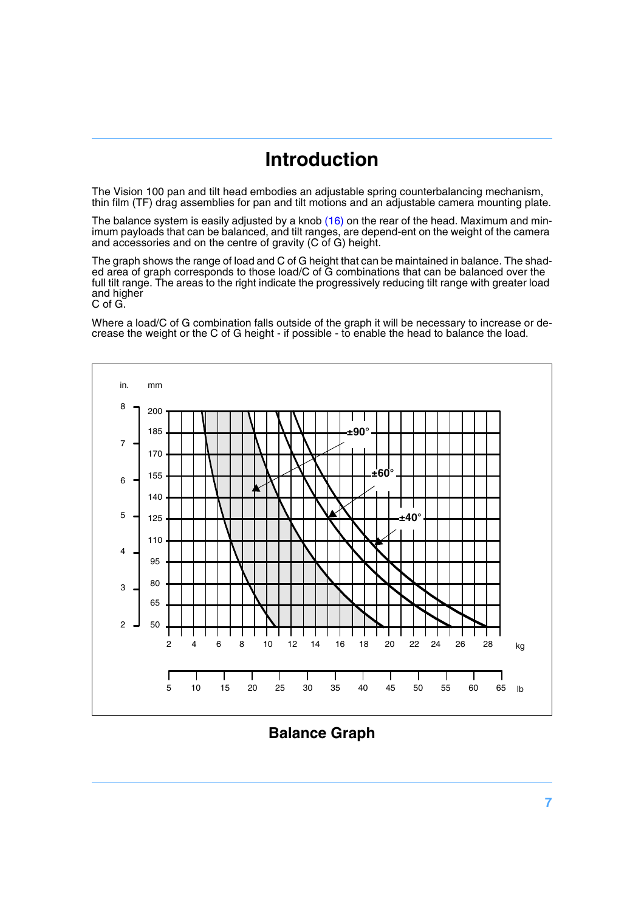# Introduction

The Vision 100 pan and tilt head embodies an adjustable spring counterbalancing mechanism, thin film (TF) drag assemblies for pan and tilt motions and an adjustable camera mounting plate.

The balance system is easily adjusted by a knob (16) on the rear of the head. Maximum and minimum payloads that can be balanced, and tilt ranges, are depend-ent on the weight of the camera and accessories and on the centre of gravity (C of G) height.

The graph shows the range of load and C of G height that can be maintained in balance. The shaded area of graph corresponds to those load/C of G combinations that can be balanced over the full tilt range. The areas to the right indicate the progressively reducing tilt range with greater load and higher C of G.

Where a load/C of G combination falls outside of the graph it will be necessary to increase or decrease the weight or the C of G height - if possible - to enable the head to balance the load.

**Balance Graph**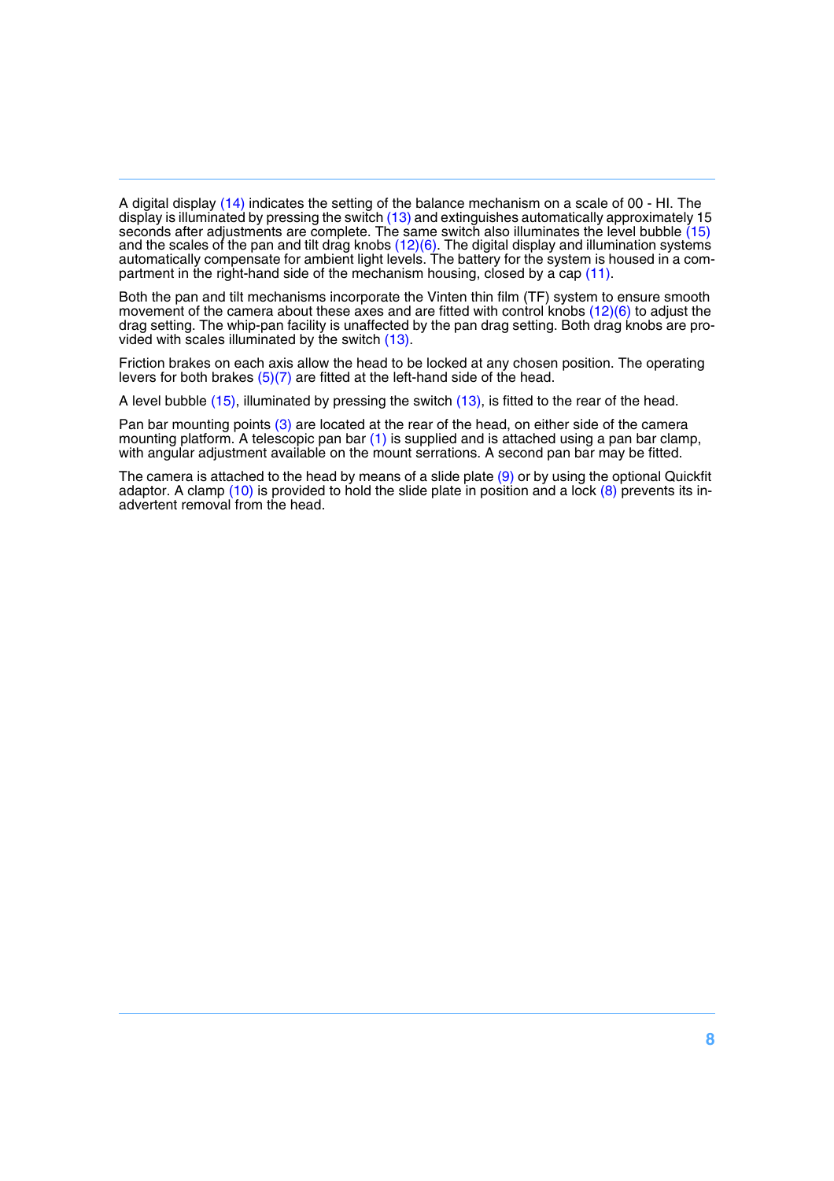A digital display (14) indicates the setting of the balance mechanism on a scale of 00 - HI. The display is illuminated by pressing the switch (13) and extinguishes automatically approximately 15 seconds after adjustments are complete. The same switch also illuminates the level bubble (15) and the scales of the pan and tilt drag knobs (12)(6). The digital display and illumination systems automatically compensate for ambient light levels. The battery for the system is housed in a compartment in the right-hand side of the mechanism housing, closed by a cap (11).

Both the pan and tilt mechanisms incorporate the Vinten thin film (TF) system to ensure smooth movement of the camera about these axes and are fitted with control knobs (12)(6) to adjust the drag setting. The whip-pan facility is unaffected by the pan drag setting. Both drag knobs are provided with scales illuminated by the switch (13).

Friction brakes on each axis allow the head to be locked at any chosen position. The operating levers for both brakes (5)(7) are fitted at the left-hand side of the head.

A level bubble (15), illuminated by pressing the switch (13), is fitted to the rear of the head.

Pan bar mounting points (3) are located at the rear of the head, on either side of the camera mounting platform. A telescopic pan bar (1) is supplied and is attached using a pan bar clamp, with angular adjustment available on the mount serrations. A second pan bar may be fitted.

The camera is attached to the head by means of a slide plate (9) or by using the optional Quickfit adaptor. A clamp (10) is provided to hold the slide plate in position and a lock (8) prevents its inadvertent removal from the head.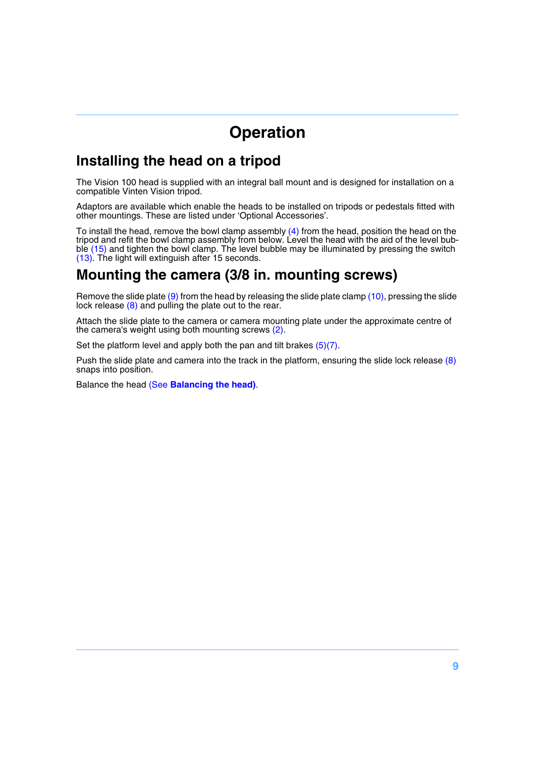# Operation

## Installing the head on a tripod

The Vision 100 head is supplied with an integral ball mount and is designed for installation on a compatible Vinten Vision tripod.

Adaptors are available which enable the heads to be installed on tripods or pedestals fitted with other mountings. These are listed under 'Optional Accessories'.

To install the head, remove the bowl clamp assembly (4) from the head, position the head on the tripod and refit the bowl clamp assembly from below. Level the head with the aid of the level bubble (15) and tighten the bowl clamp. The level bubble may be illuminated by pressing the switch (13). The light will extinguish after 15 seconds.

## Mounting the camera (3/8 in. mounting screws)

Remove the slide plate (9) from the head by releasing the slide plate clamp (10), pressing the slide lock release (8) and pulling the plate out to the rear.

Attach the slide plate to the camera or camera mounting plate under the approximate centre of the camera's weight using both mounting screws (2).

Set the platform level and apply both the pan and tilt brakes (5)(7).

Push the slide plate and camera into the track in the platform, ensuring the slide lock release (8) snaps into position.

Balance the head (See **Balancing the head)**.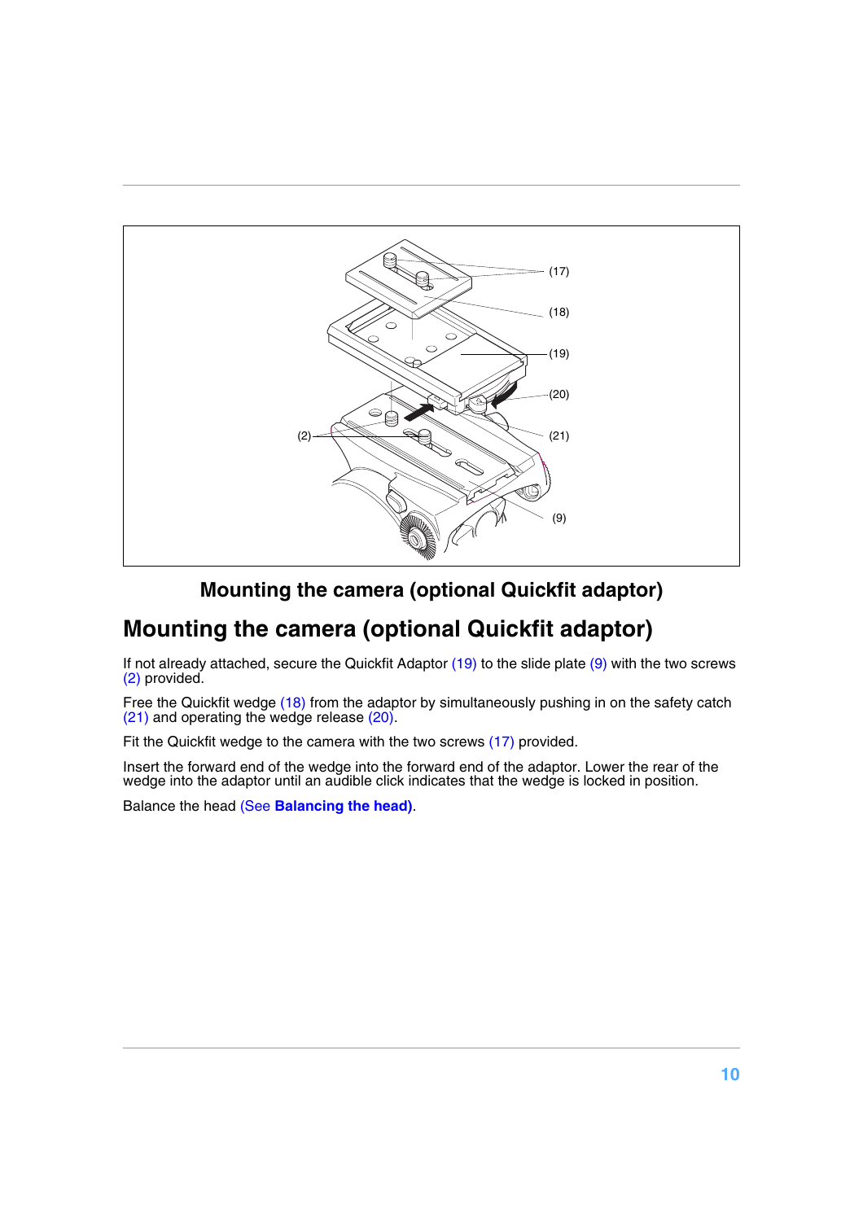**Mounting the camera (optional Quickfit adaptor)**

## Mounting the camera (optional Quickfit adaptor)

If not already attached, secure the Quickfit Adaptor (19) to the slide plate (9) with the two screws (2) provided.

Free the Quickfit wedge (18) from the adaptor by simultaneously pushing in on the safety catch (21) and operating the wedge release (20).

Fit the Quickfit wedge to the camera with the two screws (17) provided.

Insert the forward end of the wedge into the forward end of the adaptor. Lower the rear of the wedge into the adaptor until an audible click indicates that the wedge is locked in position.

Balance the head (See **Balancing the head)**.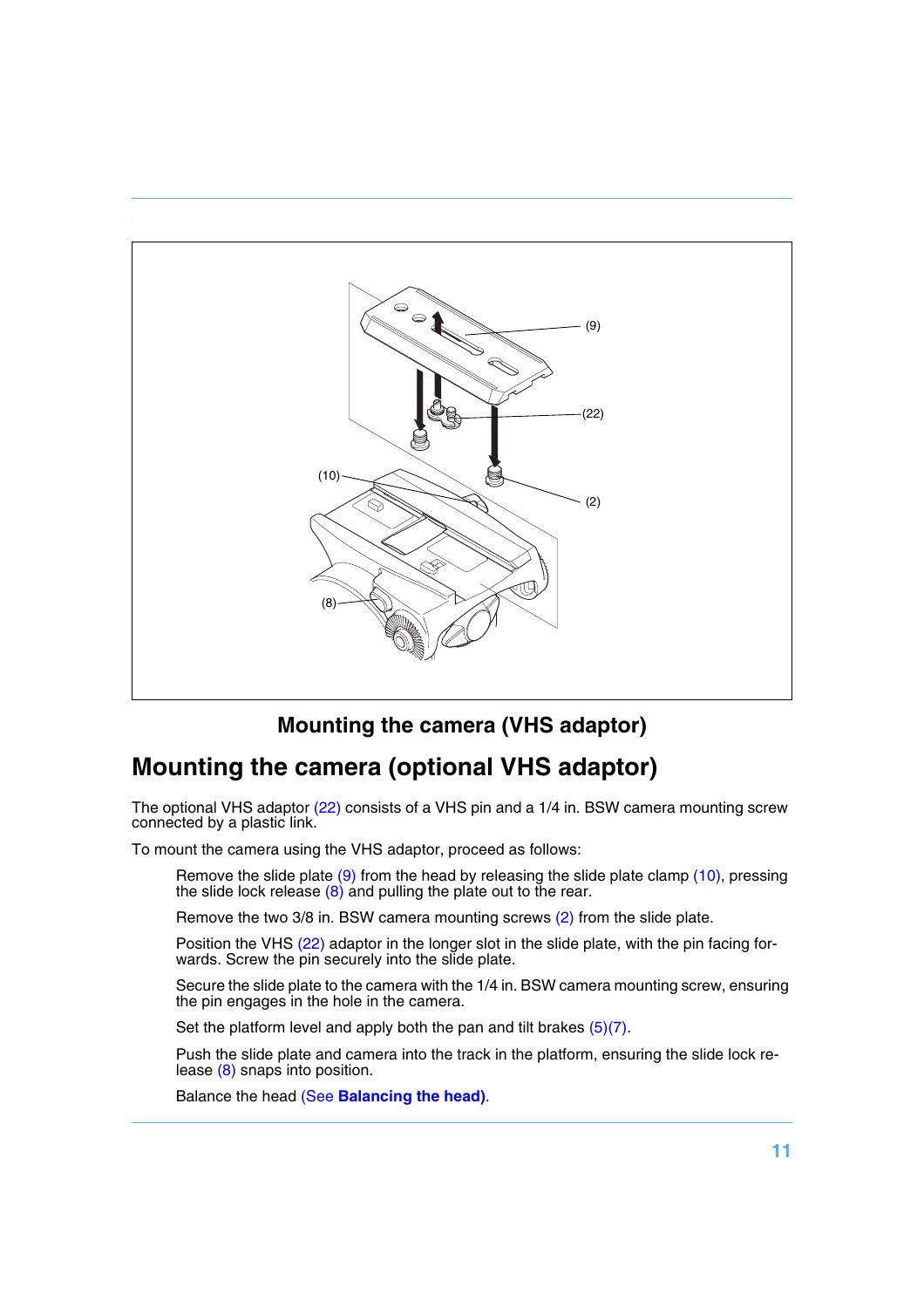**Mounting the camera (VHS adaptor)**

## Mounting the camera (optional VHS adaptor)

The optional VHS adaptor (22) consists of a VHS pin and a 1/4 in. BSW camera mounting screw connected by a plastic link.

To mount the camera using the VHS adaptor, proceed as follows:

Remove the slide plate (9) from the head by releasing the slide plate clamp (10), pressing the slide lock release (8) and pulling the plate out to the rear.

Remove the two 3/8 in. BSW camera mounting screws (2) from the slide plate.

Position the VHS (22) adaptor in the longer slot in the slide plate, with the pin facing forwards. Screw the pin securely into the slide plate.

Secure the slide plate to the camera with the 1/4 in. BSW camera mounting screw, ensuring the pin engages in the hole in the camera.

Set the platform level and apply both the pan and tilt brakes (5)(7).

Push the slide plate and camera into the track in the platform, ensuring the slide lock release (8) snaps into position.

Balance the head (See **Balancing the head)**.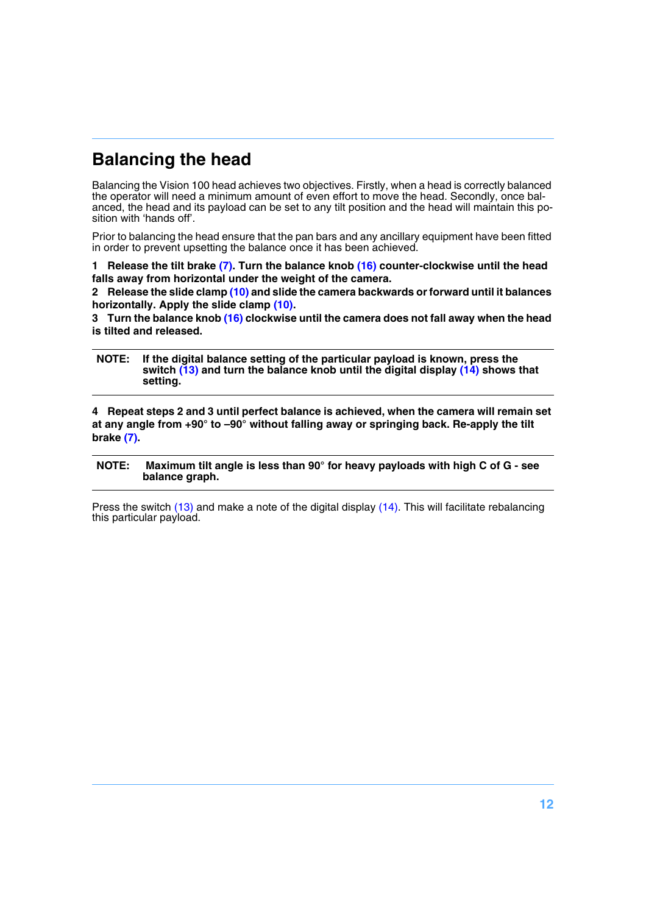## Balancing the head

Balancing the Vision 100 head achieves two objectives. Firstly, when a head is correctly balanced the operator will need a minimum amount of even effort to move the head. Secondly, once balanced, the head and its payload can be set to any tilt position and the head will maintain this position with 'hands off'.

Prior to balancing the head ensure that the pan bars and any ancillary equipment have been fitted in order to prevent upsetting the balance once it has been achieved.

**1 Release the tilt brake (7). Turn the balance knob (16) counter-clockwise until the head falls away from horizontal under the weight of the camera.**

**2 Release the slide clamp (10) and slide the camera backwards or forward until it balances horizontally. Apply the slide clamp (10).**

**3 Turn the balance knob (16) clockwise until the camera does not fall away when the head is tilted and released.**

**NOTE: If the digital balance setting of the particular payload is known, press the switch (13) and turn the balance knob until the digital display (14) shows that setting.**

**4 Repeat steps 2 and 3 until perfect balance is achieved, when the camera will remain set at any angle from +90° to –90° without falling away or springing back. Re-apply the tilt brake (7).**

**NOTE: Maximum tilt angle is less than 90° for heavy payloads with high C of G - see balance graph.**

Press the switch (13) and make a note of the digital display (14). This will facilitate rebalancing this particular payload.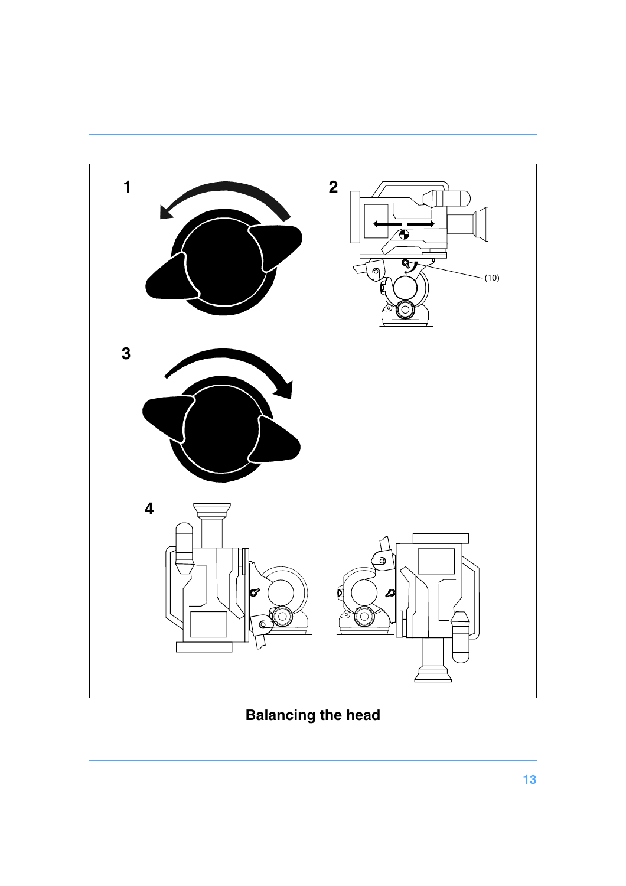**Balancing the head**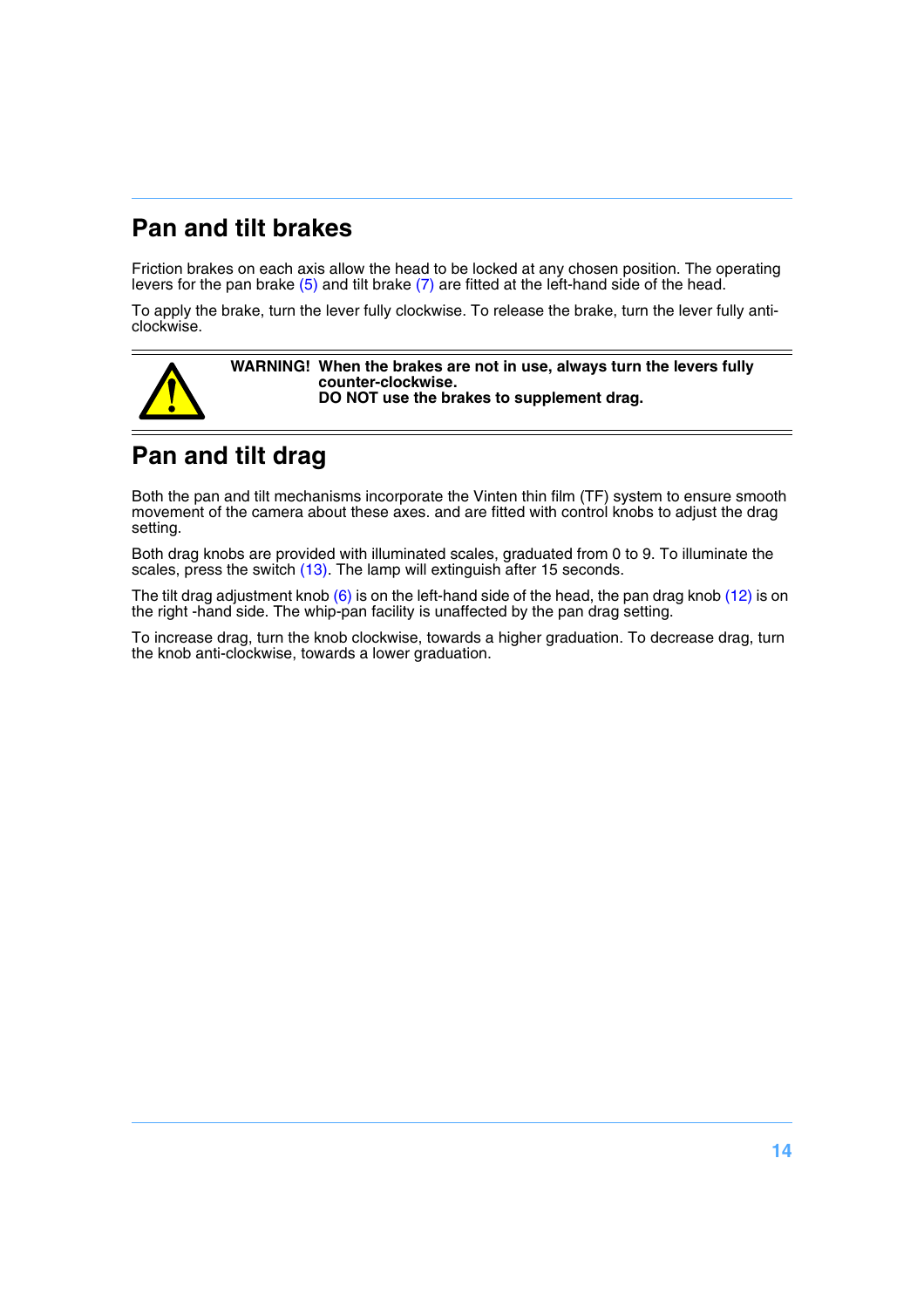## Pan and tilt brakes

Friction brakes on each axis allow the head to be locked at any chosen position. The operating levers for the pan brake (5) and tilt brake (7) are fitted at the left-hand side of the head.

To apply the brake, turn the lever fully clockwise. To release the brake, turn the lever fully anti-clockwise.

**WARNING! When the brakes are not in use, always turn the levers fully counter-clockwise.**
**DO NOT use the brakes to supplement drag.**

## Pan and tilt drag

Both the pan and tilt mechanisms incorporate the Vinten thin film (TF) system to ensure smooth movement of the camera about these axes. and are fitted with control knobs to adjust the drag setting.

Both drag knobs are provided with illuminated scales, graduated from 0 to 9. To illuminate the scales, press the switch (13). The lamp will extinguish after 15 seconds.

The tilt drag adjustment knob (6) is on the left-hand side of the head, the pan drag knob (12) is on the right -hand side. The whip-pan facility is unaffected by the pan drag setting.

To increase drag, turn the knob clockwise, towards a higher graduation. To decrease drag, turn the knob anti-clockwise, towards a lower graduation.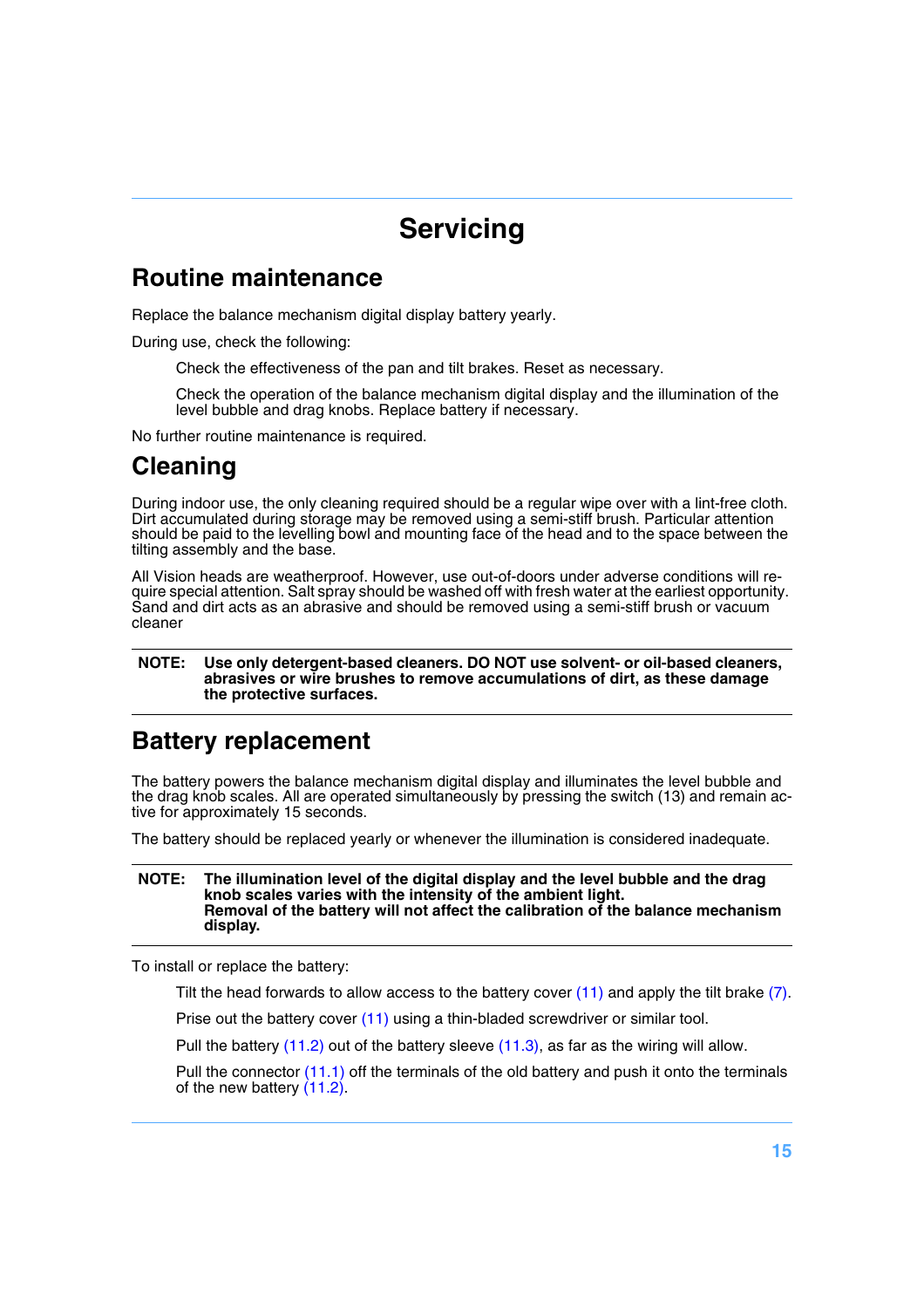# Servicing

## Routine maintenance

Replace the balance mechanism digital display battery yearly.

During use, check the following:

Check the effectiveness of the pan and tilt brakes. Reset as necessary.

Check the operation of the balance mechanism digital display and the illumination of the level bubble and drag knobs. Replace battery if necessary.

No further routine maintenance is required.

## Cleaning

During indoor use, the only cleaning required should be a regular wipe over with a lint-free cloth. Dirt accumulated during storage may be removed using a semi-stiff brush. Particular attention should be paid to the levelling bowl and mounting face of the head and to the space between the tilting assembly and the base.

All Vision heads are weatherproof. However, use out-of-doors under adverse conditions will require special attention. Salt spray should be washed off with fresh water at the earliest opportunity. Sand and dirt acts as an abrasive and should be removed using a semi-stiff brush or vacuum cleaner

**NOTE: Use only detergent-based cleaners. DO NOT use solvent- or oil-based cleaners, abrasives or wire brushes to remove accumulations of dirt, as these damage the protective surfaces.**

## Battery replacement

The battery powers the balance mechanism digital display and illuminates the level bubble and the drag knob scales. All are operated simultaneously by pressing the switch (13) and remain active for approximately 15 seconds.

The battery should be replaced yearly or whenever the illumination is considered inadequate.

**NOTE: The illumination level of the digital display and the level bubble and the drag knob scales varies with the intensity of the ambient light.**
**Removal of the battery will not affect the calibration of the balance mechanism display.**

To install or replace the battery:

Tilt the head forwards to allow access to the battery cover (11) and apply the tilt brake (7).

Prise out the battery cover (11) using a thin-bladed screwdriver or similar tool.

Pull the battery (11.2) out of the battery sleeve (11.3), as far as the wiring will allow.

Pull the connector (11.1) off the terminals of the old battery and push it onto the terminals of the new battery (11.2).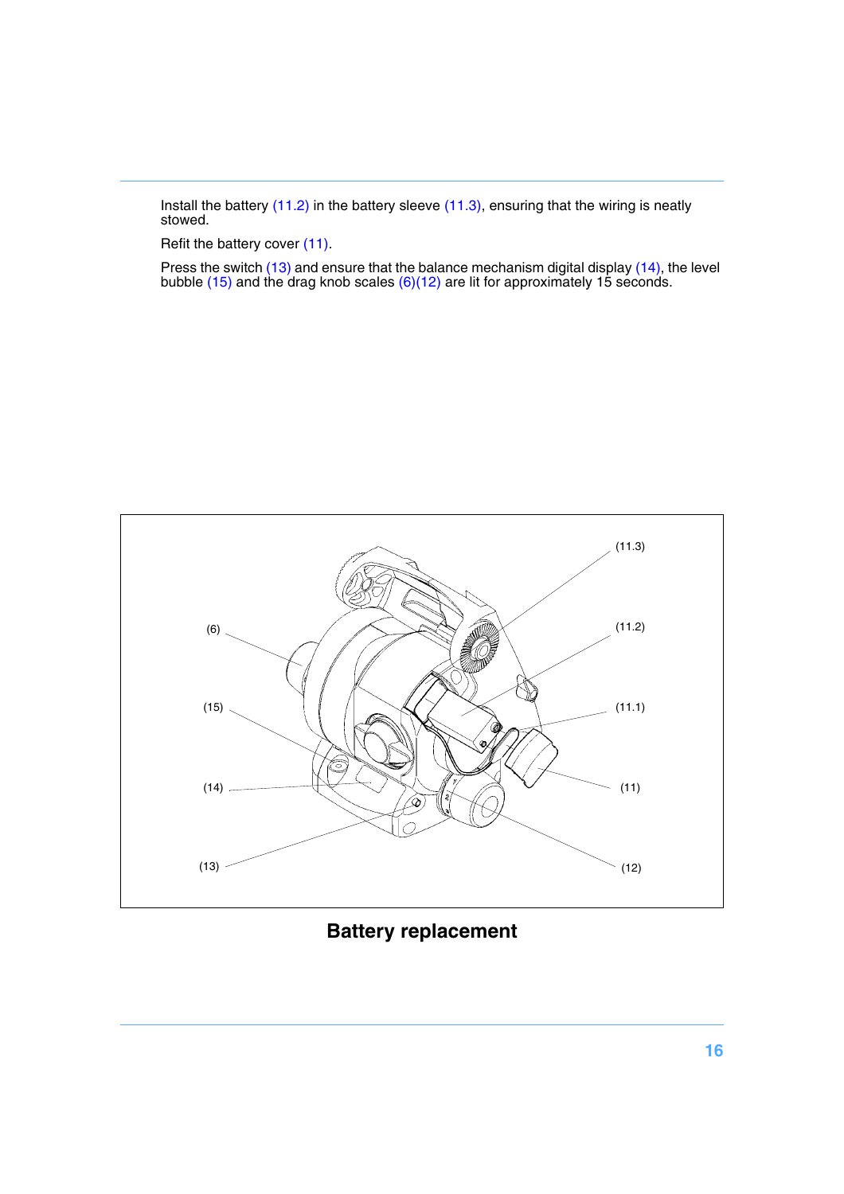Install the battery (11.2) in the battery sleeve (11.3), ensuring that the wiring is neatly stowed.

Refit the battery cover (11).

Press the switch (13) and ensure that the balance mechanism digital display (14), the level bubble (15) and the drag knob scales (6)(12) are lit for approximately 15 seconds.

(11.3)

(6)

(11.2)

(15)

(11.1)

(14)

(11)

(13)

(12)

**Battery replacement**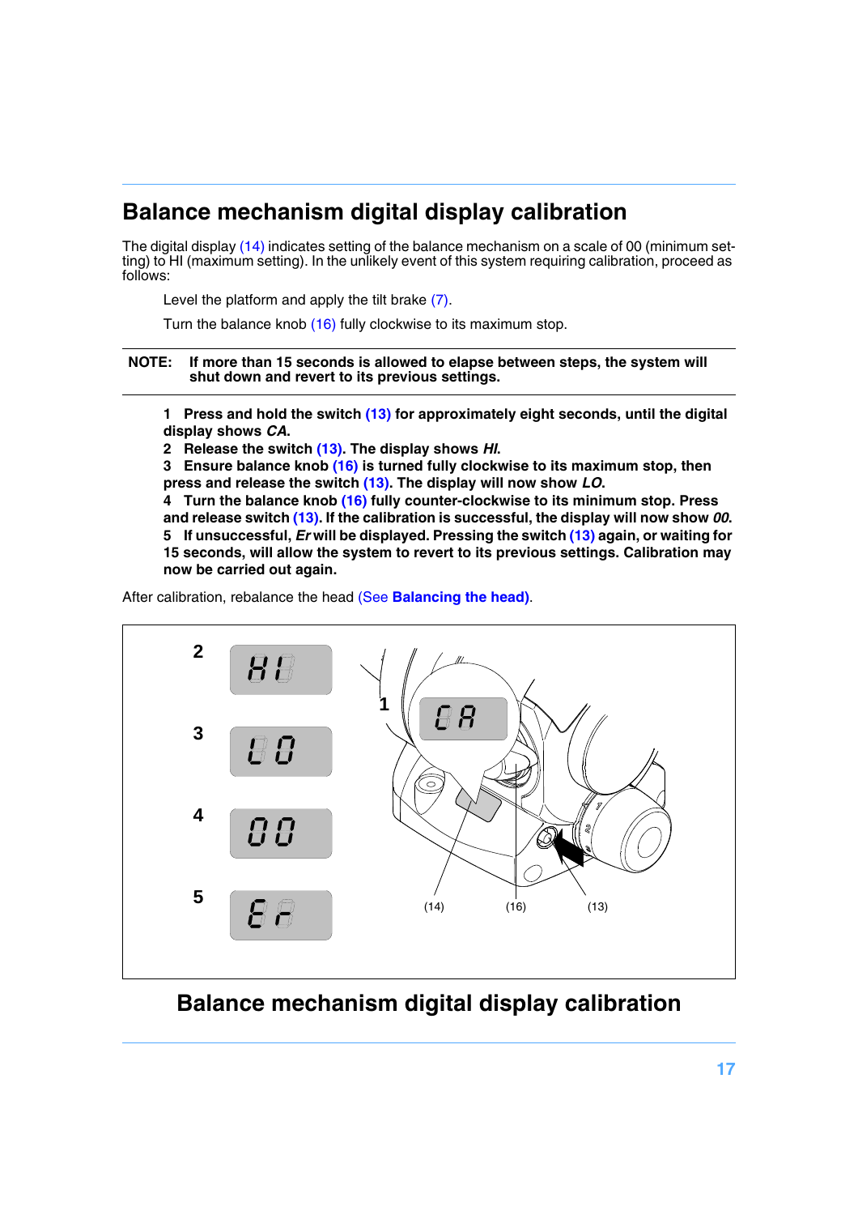## Balance mechanism digital display calibration

The digital display (14) indicates setting of the balance mechanism on a scale of 00 (minimum setting) to HI (maximum setting). In the unlikely event of this system requiring calibration, proceed as follows:

Level the platform and apply the tilt brake (7).

Turn the balance knob (16) fully clockwise to its maximum stop.

**NOTE: If more than 15 seconds is allowed to elapse between steps, the system will shut down and revert to its previous settings.**

**1 Press and hold the switch (13) for approximately eight seconds, until the digital display shows *CA*.**
**2 Release the switch (13). The display shows *HI*.**
**3 Ensure balance knob (16) is turned fully clockwise to its maximum stop, then press and release the switch (13). The display will now show *LO*.**
**4 Turn the balance knob (16) fully counter-clockwise to its minimum stop. Press and release switch (13). If the calibration is successful, the display will now show *00*.**
**5 If unsuccessful, *Er* will be displayed. Pressing the switch (13) again, or waiting for 15 seconds, will allow the system to revert to its previous settings. Calibration may now be carried out again.**

After calibration, rebalance the head (See **Balancing the head**).

2 HI
3 LO
4 00
5 Er
1 CA
(14) (16) (13)

**Balance mechanism digital display calibration**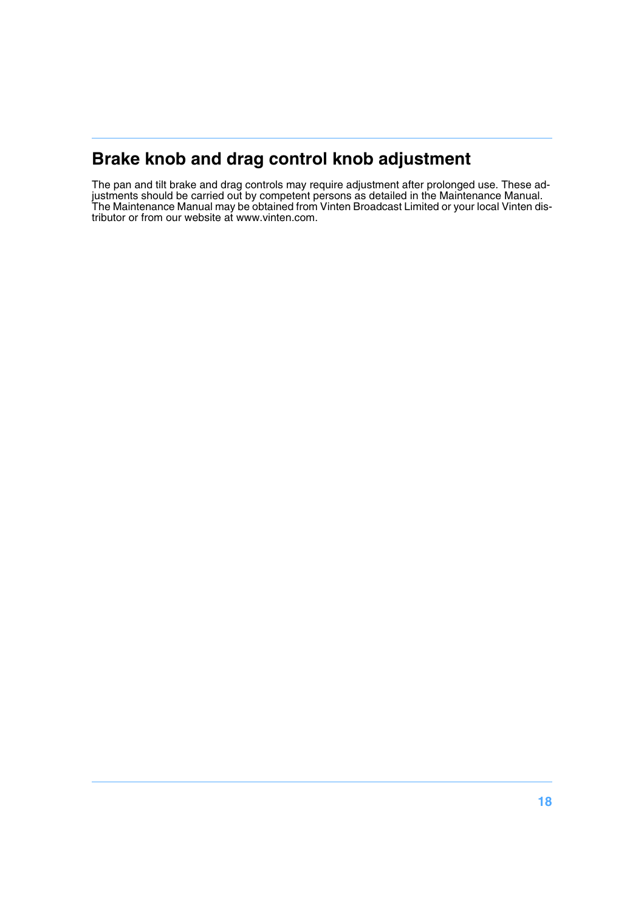## Brake knob and drag control knob adjustment

The pan and tilt brake and drag controls may require adjustment after prolonged use. These adjustments should be carried out by competent persons as detailed in the Maintenance Manual. The Maintenance Manual may be obtained from Vinten Broadcast Limited or your local Vinten distributor or from our website at www.vinten.com.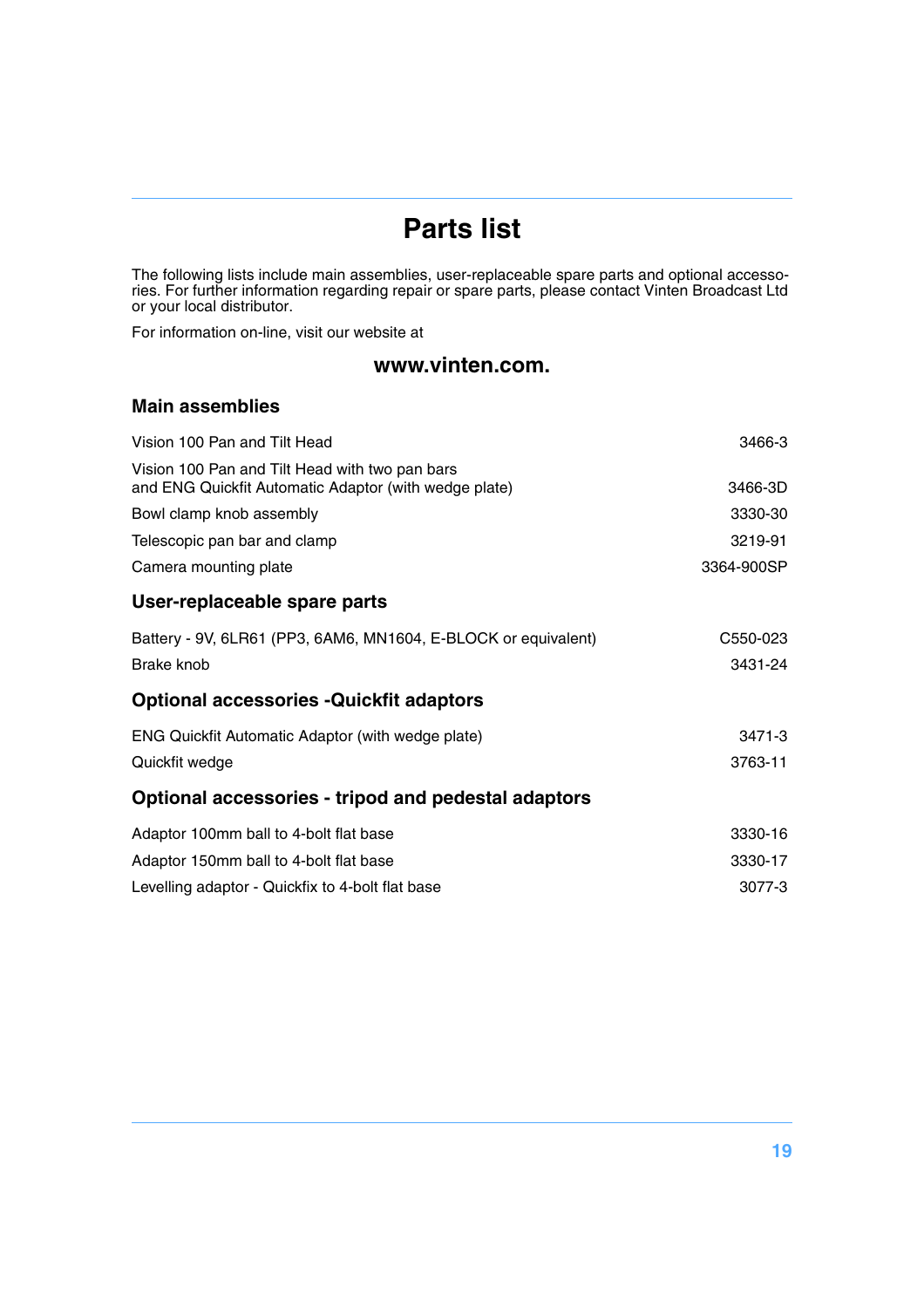# Parts list

The following lists include main assemblies, user-replaceable spare parts and optional accessories. For further information regarding repair or spare parts, please contact Vinten Broadcast Ltd or your local distributor.

For information on-line, visit our website at

**www.vinten.com.**

## Main assemblies

| | |
|---|---|
| Vision 100 Pan and Tilt Head | 3466-3 |
| Vision 100 Pan and Tilt Head with two pan bars and ENG Quickfit Automatic Adaptor (with wedge plate) | 3466-3D |
| Bowl clamp knob assembly | 3330-30 |
| Telescopic pan bar and clamp | 3219-91 |
| Camera mounting plate | 3364-900SP |

## User-replaceable spare parts

| | |
|---|---|
| Battery - 9V, 6LR61 (PP3, 6AM6, MN1604, E-BLOCK or equivalent) | C550-023 |
| Brake knob | 3431-24 |

## Optional accessories -Quickfit adaptors

| | |
|---|---|
| ENG Quickfit Automatic Adaptor (with wedge plate) | 3471-3 |
| Quickfit wedge | 3763-11 |

## Optional accessories - tripod and pedestal adaptors

| | |
|---|---|
| Adaptor 100mm ball to 4-bolt flat base | 3330-16 |
| Adaptor 150mm ball to 4-bolt flat base | 3330-17 |
| Levelling adaptor - Quickfix to 4-bolt flat base | 3077-3 |